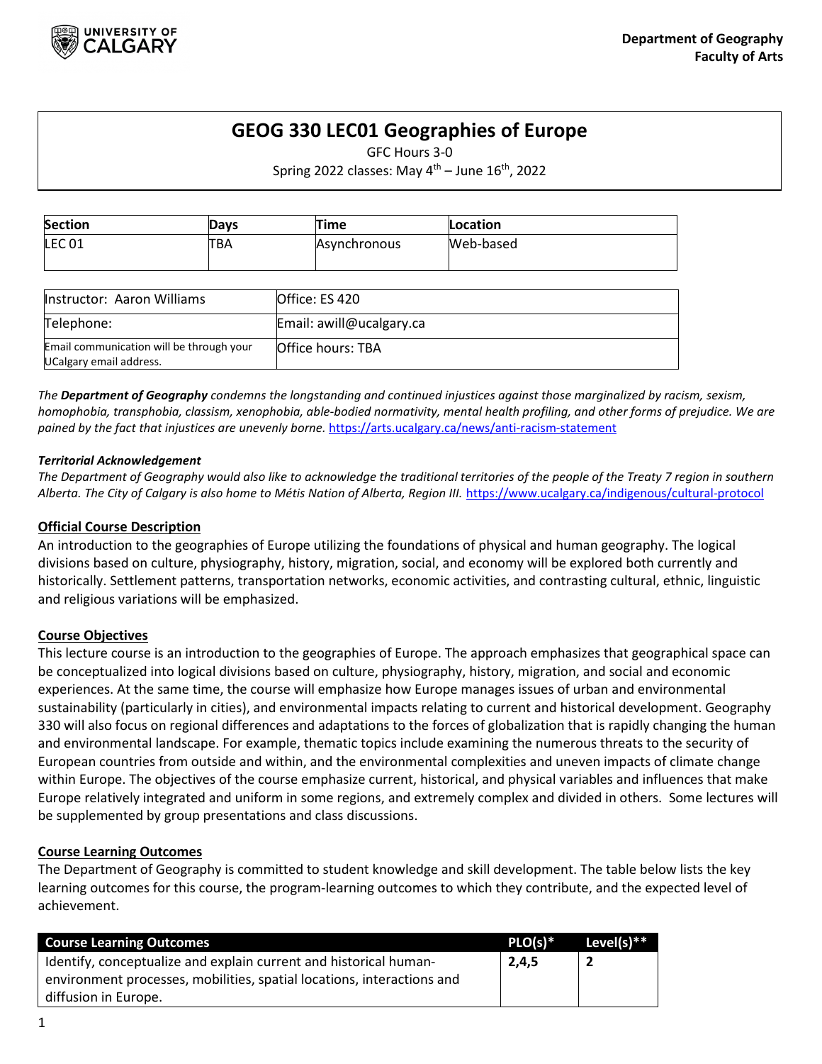Department of Geography
Faculty of Arts

# GEOG 330 LEC01 Geographies of Europe

GFC Hours 3-0

Spring 2022 classes: May 4th – June 16th, 2022

| Section | Days | Time | Location |
|---|---|---|---|
| LEC 01 | TBA | Asynchronous | Web-based |

| | |
|---|---|
| Instructor: Aaron Williams | Office: ES 420 |
| Telephone: | Email: awill@ucalgary.ca |
| Email communication will be through your UCalgary email address. | Office hours: TBA |

*The **Department of Geography** condemns the longstanding and continued injustices against those marginalized by racism, sexism, homophobia, transphobia, classism, xenophobia, able-bodied normativity, mental health profiling, and other forms of prejudice. We are pained by the fact that injustices are unevenly borne.* https://arts.ucalgary.ca/news/anti-racism-statement

***Territorial Acknowledgement***

*The Department of Geography would also like to acknowledge the traditional territories of the people of the Treaty 7 region in southern Alberta. The City of Calgary is also home to Métis Nation of Alberta, Region III.* https://www.ucalgary.ca/indigenous/cultural-protocol

## Official Course Description

An introduction to the geographies of Europe utilizing the foundations of physical and human geography. The logical divisions based on culture, physiography, history, migration, social, and economy will be explored both currently and historically. Settlement patterns, transportation networks, economic activities, and contrasting cultural, ethnic, linguistic and religious variations will be emphasized.

## Course Objectives

This lecture course is an introduction to the geographies of Europe. The approach emphasizes that geographical space can be conceptualized into logical divisions based on culture, physiography, history, migration, and social and economic experiences. At the same time, the course will emphasize how Europe manages issues of urban and environmental sustainability (particularly in cities), and environmental impacts relating to current and historical development. Geography 330 will also focus on regional differences and adaptations to the forces of globalization that is rapidly changing the human and environmental landscape. For example, thematic topics include examining the numerous threats to the security of European countries from outside and within, and the environmental complexities and uneven impacts of climate change within Europe. The objectives of the course emphasize current, historical, and physical variables and influences that make Europe relatively integrated and uniform in some regions, and extremely complex and divided in others. Some lectures will be supplemented by group presentations and class discussions.

## Course Learning Outcomes

The Department of Geography is committed to student knowledge and skill development. The table below lists the key learning outcomes for this course, the program-learning outcomes to which they contribute, and the expected level of achievement.

| Course Learning Outcomes | PLO(s)* | Level(s)** |
|---|---|---|
| Identify, conceptualize and explain current and historical human-environment processes, mobilities, spatial locations, interactions and diffusion in Europe. | **2,4,5** | **2** |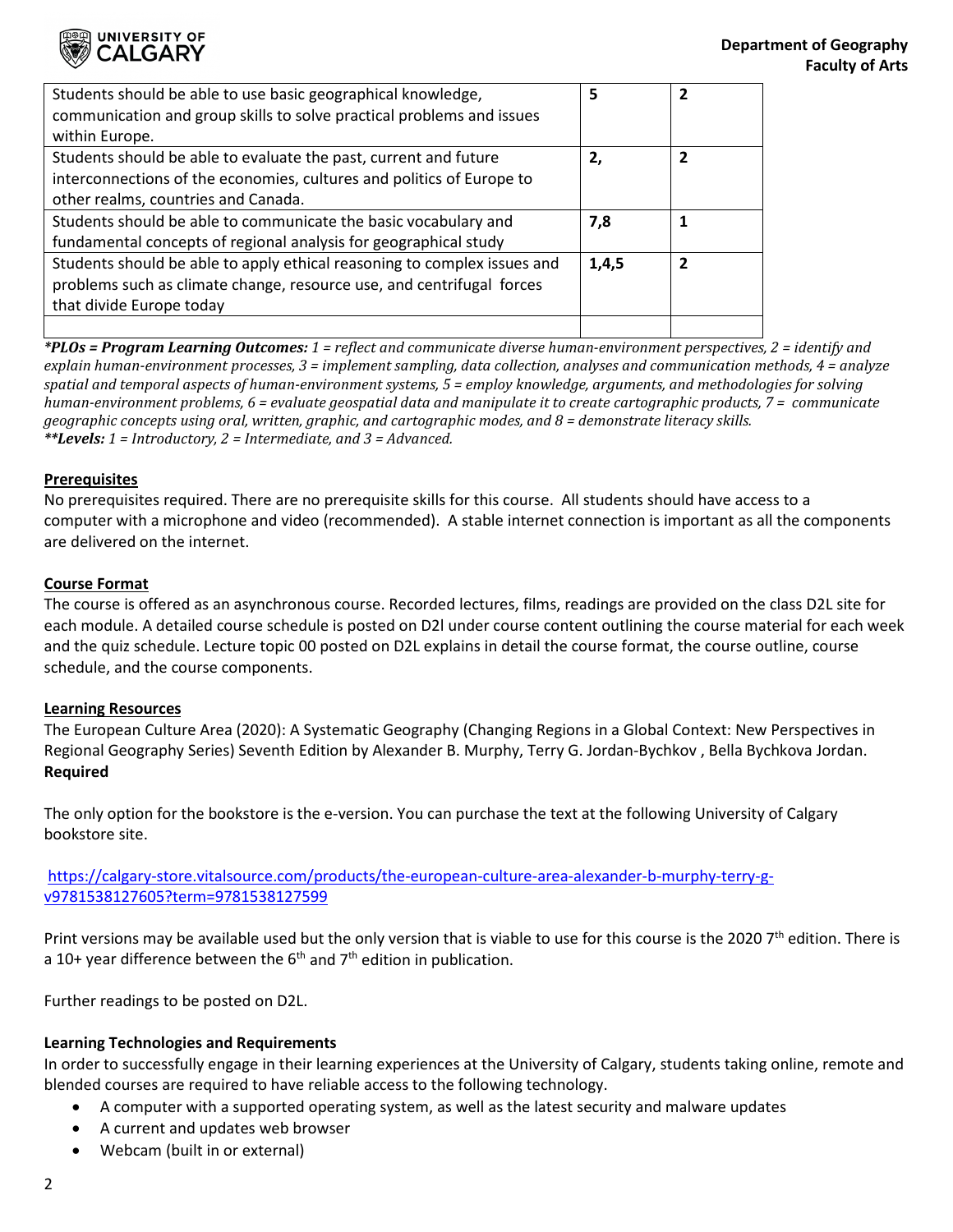| | | |
|---|---|---|
| Students should be able to use basic geographical knowledge, communication and group skills to solve practical problems and issues within Europe. | **5** | **2** |
| Students should be able to evaluate the past, current and future interconnections of the economies, cultures and politics of Europe to other realms, countries and Canada. | **2,** | **2** |
| Students should be able to communicate the basic vocabulary and fundamental concepts of regional analysis for geographical study | **7,8** | **1** |
| Students should be able to apply ethical reasoning to complex issues and problems such as climate change, resource use, and centrifugal forces that divide Europe today | **1,4,5** | **2** |
| | | |

***PLOs = Program Learning Outcomes:*** *1 = reflect and communicate diverse human-environment perspectives, 2 = identify and explain human-environment processes, 3 = implement sampling, data collection, analyses and communication methods, 4 = analyze spatial and temporal aspects of human-environment systems, 5 = employ knowledge, arguments, and methodologies for solving human-environment problems, 6 = evaluate geospatial data and manipulate it to create cartographic products, 7 = communicate geographic concepts using oral, written, graphic, and cartographic modes, and 8 = demonstrate literacy skills.*
***\*\*Levels:*** *1 = Introductory, 2 = Intermediate, and 3 = Advanced.*

**Prerequisites**

No prerequisites required. There are no prerequisite skills for this course. All students should have access to a computer with a microphone and video (recommended). A stable internet connection is important as all the components are delivered on the internet.

**Course Format**

The course is offered as an asynchronous course. Recorded lectures, films, readings are provided on the class D2L site for each module. A detailed course schedule is posted on D2l under course content outlining the course material for each week and the quiz schedule. Lecture topic 00 posted on D2L explains in detail the course format, the course outline, course schedule, and the course components.

**Learning Resources**

The European Culture Area (2020): A Systematic Geography (Changing Regions in a Global Context: New Perspectives in Regional Geography Series) Seventh Edition by Alexander B. Murphy, Terry G. Jordan-Bychkov , Bella Bychkova Jordan. **Required**

The only option for the bookstore is the e-version. You can purchase the text at the following University of Calgary bookstore site.

https://calgary-store.vitalsource.com/products/the-european-culture-area-alexander-b-murphy-terry-g-v9781538127605?term=9781538127599

Print versions may be available used but the only version that is viable to use for this course is the 2020 7th edition. There is a 10+ year difference between the 6th and 7th edition in publication.

Further readings to be posted on D2L.

**Learning Technologies and Requirements**

In order to successfully engage in their learning experiences at the University of Calgary, students taking online, remote and blended courses are required to have reliable access to the following technology.

- A computer with a supported operating system, as well as the latest security and malware updates
- A current and updates web browser
- Webcam (built in or external)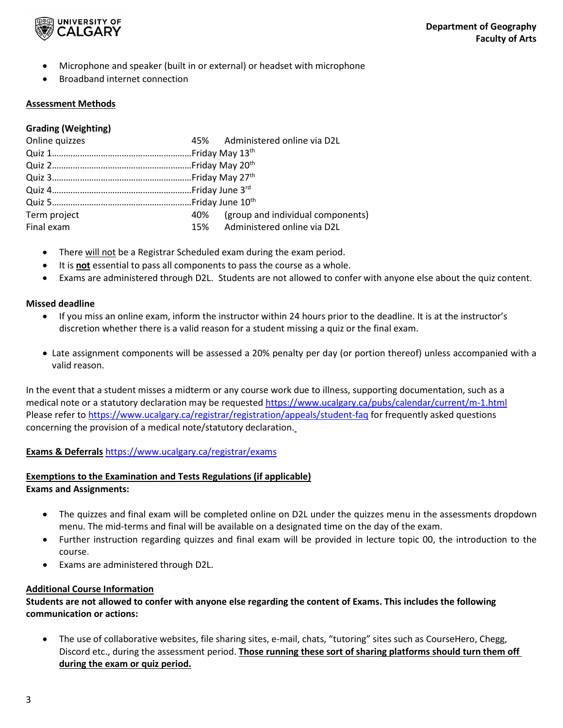- Microphone and speaker (built in or external) or headset with microphone
- Broadband internet connection

## Assessment Methods

**Grading (Weighting)**

Online quizzes 45% Administered online via D2L

Quiz 1……………………………………………………Friday May 13th
Quiz 2……………………………………………………Friday May 20th
Quiz 3……………………………………………………Friday May 27th
Quiz 4……………………………………………………Friday June 3rd
Quiz 5……………………………………………………Friday June 10th

Term project 40% (group and individual components)

Final exam 15% Administered online via D2L

- There will not be a Registrar Scheduled exam during the exam period.
- It is **not** essential to pass all components to pass the course as a whole.
- Exams are administered through D2L. Students are not allowed to confer with anyone else about the quiz content.

**Missed deadline**

- If you miss an online exam, inform the instructor within 24 hours prior to the deadline. It is at the instructor's discretion whether there is a valid reason for a student missing a quiz or the final exam.
- Late assignment components will be assessed a 20% penalty per day (or portion thereof) unless accompanied with a valid reason.

In the event that a student misses a midterm or any course work due to illness, supporting documentation, such as a medical note or a statutory declaration may be requested https://www.ucalgary.ca/pubs/calendar/current/m-1.html Please refer to https://www.ucalgary.ca/registrar/registration/appeals/student-faq for frequently asked questions concerning the provision of a medical note/statutory declaration.

**Exams & Deferrals** https://www.ucalgary.ca/registrar/exams

**Exemptions to the Examination and Tests Regulations (if applicable)**
**Exams and Assignments:**

- The quizzes and final exam will be completed online on D2L under the quizzes menu in the assessments dropdown menu. The mid-terms and final will be available on a designated time on the day of the exam.
- Further instruction regarding quizzes and final exam will be provided in lecture topic 00, the introduction to the course.
- Exams are administered through D2L.

## Additional Course Information

**Students are not allowed to confer with anyone else regarding the content of Exams. This includes the following communication or actions:**

- The use of collaborative websites, file sharing sites, e-mail, chats, "tutoring" sites such as CourseHero, Chegg, Discord etc., during the assessment period. **Those running these sort of sharing platforms should turn them off during the exam or quiz period.**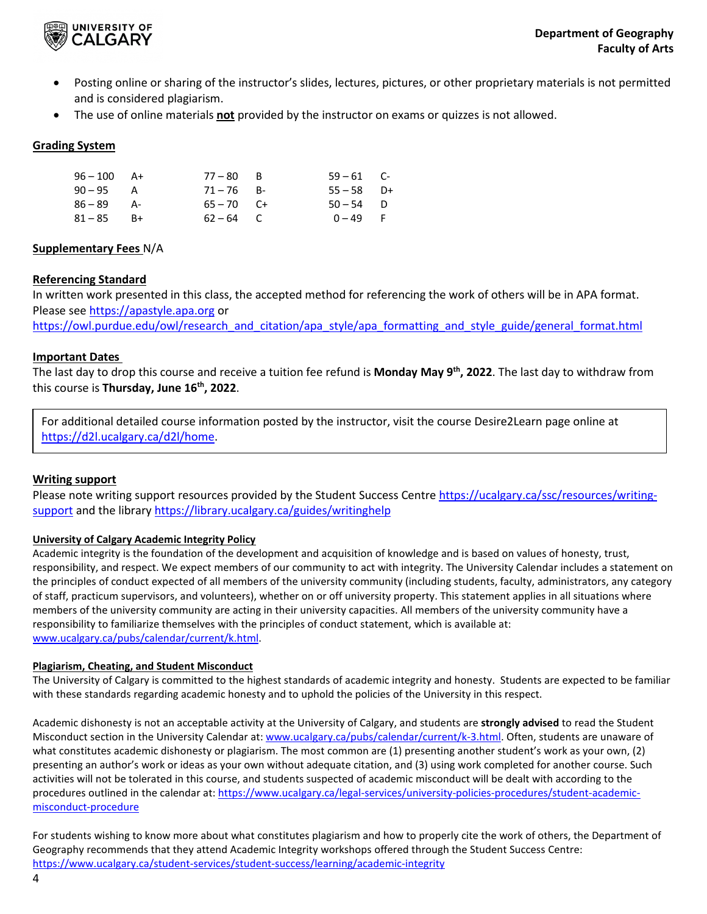- Posting online or sharing of the instructor's slides, lectures, pictures, or other proprietary materials is not permitted and is considered plagiarism.
- The use of online materials **not** provided by the instructor on exams or quizzes is not allowed.

## Grading System

| | | | | | |
|---|---|---|---|---|---|
| 96 – 100 | A+ | 77 – 80 | B | 59 – 61 | C- |
| 90 – 95 | A | 71 – 76 | B- | 55 – 58 | D+ |
| 86 – 89 | A- | 65 – 70 | C+ | 50 – 54 | D |
| 81 – 85 | B+ | 62 – 64 | C | 0 – 49 | F |

**Supplementary Fees** N/A

## Referencing Standard

In written work presented in this class, the accepted method for referencing the work of others will be in APA format. Please see https://apastyle.apa.org or https://owl.purdue.edu/owl/research_and_citation/apa_style/apa_formatting_and_style_guide/general_format.html

## Important Dates

The last day to drop this course and receive a tuition fee refund is **Monday May 9th, 2022**. The last day to withdraw from this course is **Thursday, June 16th, 2022**.

For additional detailed course information posted by the instructor, visit the course Desire2Learn page online at https://d2l.ucalgary.ca/d2l/home.

## Writing support

Please note writing support resources provided by the Student Success Centre https://ucalgary.ca/ssc/resources/writing-support and the library https://library.ucalgary.ca/guides/writinghelp

### University of Calgary Academic Integrity Policy

Academic integrity is the foundation of the development and acquisition of knowledge and is based on values of honesty, trust, responsibility, and respect. We expect members of our community to act with integrity. The University Calendar includes a statement on the principles of conduct expected of all members of the university community (including students, faculty, administrators, any category of staff, practicum supervisors, and volunteers), whether on or off university property. This statement applies in all situations where members of the university community are acting in their university capacities. All members of the university community have a responsibility to familiarize themselves with the principles of conduct statement, which is available at: www.ucalgary.ca/pubs/calendar/current/k.html.

### Plagiarism, Cheating, and Student Misconduct

The University of Calgary is committed to the highest standards of academic integrity and honesty. Students are expected to be familiar with these standards regarding academic honesty and to uphold the policies of the University in this respect.

Academic dishonesty is not an acceptable activity at the University of Calgary, and students are **strongly advised** to read the Student Misconduct section in the University Calendar at: www.ucalgary.ca/pubs/calendar/current/k-3.html. Often, students are unaware of what constitutes academic dishonesty or plagiarism. The most common are (1) presenting another student's work as your own, (2) presenting an author's work or ideas as your own without adequate citation, and (3) using work completed for another course. Such activities will not be tolerated in this course, and students suspected of academic misconduct will be dealt with according to the procedures outlined in the calendar at: https://www.ucalgary.ca/legal-services/university-policies-procedures/student-academic-misconduct-procedure

For students wishing to know more about what constitutes plagiarism and how to properly cite the work of others, the Department of Geography recommends that they attend Academic Integrity workshops offered through the Student Success Centre: https://www.ucalgary.ca/student-services/student-success/learning/academic-integrity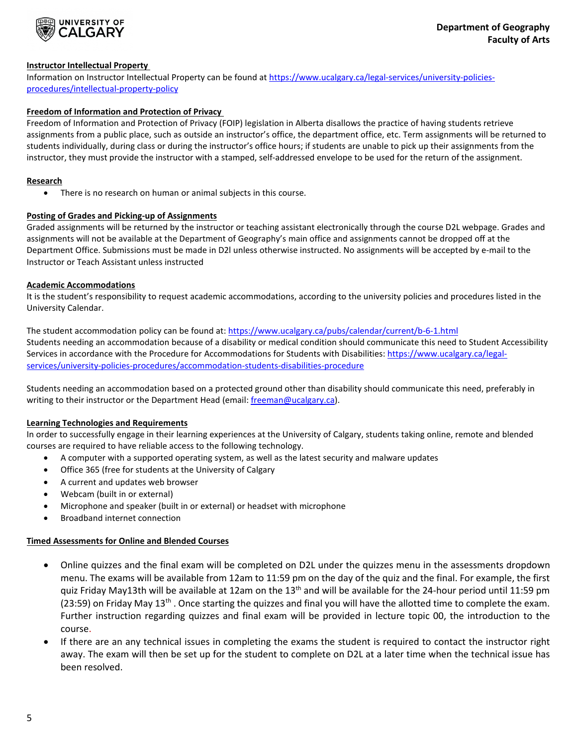**Instructor Intellectual Property**

Information on Instructor Intellectual Property can be found at [https://www.ucalgary.ca/legal-services/university-policies-procedures/intellectual-property-policy](https://www.ucalgary.ca/legal-services/university-policies-procedures/intellectual-property-policy)

**Freedom of Information and Protection of Privacy**

Freedom of Information and Protection of Privacy (FOIP) legislation in Alberta disallows the practice of having students retrieve assignments from a public place, such as outside an instructor's office, the department office, etc. Term assignments will be returned to students individually, during class or during the instructor's office hours; if students are unable to pick up their assignments from the instructor, they must provide the instructor with a stamped, self-addressed envelope to be used for the return of the assignment.

**Research**

- There is no research on human or animal subjects in this course.

**Posting of Grades and Picking-up of Assignments**

Graded assignments will be returned by the instructor or teaching assistant electronically through the course D2L webpage. Grades and assignments will not be available at the Department of Geography's main office and assignments cannot be dropped off at the Department Office. Submissions must be made in D2l unless otherwise instructed. No assignments will be accepted by e-mail to the Instructor or Teach Assistant unless instructed

**Academic Accommodations**

It is the student's responsibility to request academic accommodations, according to the university policies and procedures listed in the University Calendar.

The student accommodation policy can be found at: [https://www.ucalgary.ca/pubs/calendar/current/b-6-1.html](https://www.ucalgary.ca/pubs/calendar/current/b-6-1.html)
Students needing an accommodation because of a disability or medical condition should communicate this need to Student Accessibility Services in accordance with the Procedure for Accommodations for Students with Disabilities: [https://www.ucalgary.ca/legal-services/university-policies-procedures/accommodation-students-disabilities-procedure](https://www.ucalgary.ca/legal-services/university-policies-procedures/accommodation-students-disabilities-procedure)

Students needing an accommodation based on a protected ground other than disability should communicate this need, preferably in writing to their instructor or the Department Head (email: [freeman@ucalgary.ca](mailto:freeman@ucalgary.ca)).

**Learning Technologies and Requirements**

In order to successfully engage in their learning experiences at the University of Calgary, students taking online, remote and blended courses are required to have reliable access to the following technology.

- A computer with a supported operating system, as well as the latest security and malware updates
- Office 365 (free for students at the University of Calgary
- A current and updates web browser
- Webcam (built in or external)
- Microphone and speaker (built in or external) or headset with microphone
- Broadband internet connection

**Timed Assessments for Online and Blended Courses**

- Online quizzes and the final exam will be completed on D2L under the quizzes menu in the assessments dropdown menu. The exams will be available from 12am to 11:59 pm on the day of the quiz and the final. For example, the first quiz Friday May13th will be available at 12am on the 13th and will be available for the 24-hour period until 11:59 pm (23:59) on Friday May 13th . Once starting the quizzes and final you will have the allotted time to complete the exam. Further instruction regarding quizzes and final exam will be provided in lecture topic 00, the introduction to the course.
- If there are an any technical issues in completing the exams the student is required to contact the instructor right away. The exam will then be set up for the student to complete on D2L at a later time when the technical issue has been resolved.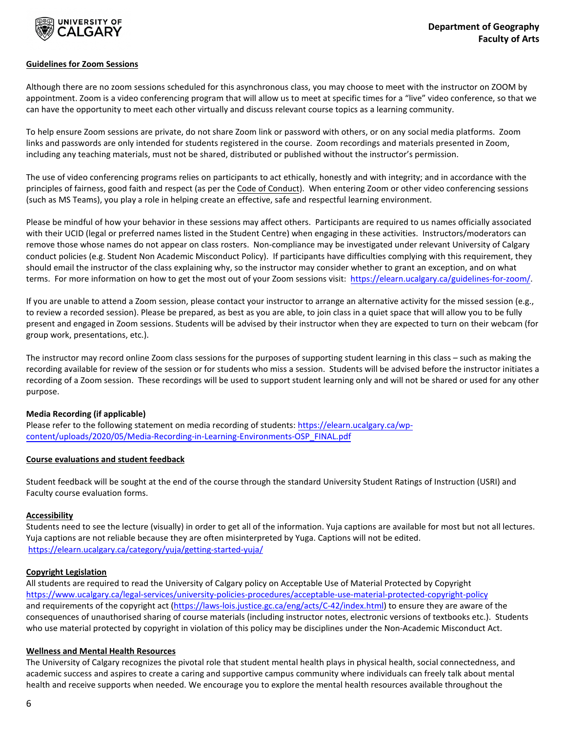**Guidelines for Zoom Sessions**

Although there are no zoom sessions scheduled for this asynchronous class, you may choose to meet with the instructor on ZOOM by appointment. Zoom is a video conferencing program that will allow us to meet at specific times for a "live" video conference, so that we can have the opportunity to meet each other virtually and discuss relevant course topics as a learning community.

To help ensure Zoom sessions are private, do not share Zoom link or password with others, or on any social media platforms. Zoom links and passwords are only intended for students registered in the course. Zoom recordings and materials presented in Zoom, including any teaching materials, must not be shared, distributed or published without the instructor's permission.

The use of video conferencing programs relies on participants to act ethically, honestly and with integrity; and in accordance with the principles of fairness, good faith and respect (as per the Code of Conduct). When entering Zoom or other video conferencing sessions (such as MS Teams), you play a role in helping create an effective, safe and respectful learning environment.

Please be mindful of how your behavior in these sessions may affect others. Participants are required to us names officially associated with their UCID (legal or preferred names listed in the Student Centre) when engaging in these activities. Instructors/moderators can remove those whose names do not appear on class rosters. Non-compliance may be investigated under relevant University of Calgary conduct policies (e.g. Student Non Academic Misconduct Policy). If participants have difficulties complying with this requirement, they should email the instructor of the class explaining why, so the instructor may consider whether to grant an exception, and on what terms. For more information on how to get the most out of your Zoom sessions visit: https://elearn.ucalgary.ca/guidelines-for-zoom/.

If you are unable to attend a Zoom session, please contact your instructor to arrange an alternative activity for the missed session (e.g., to review a recorded session). Please be prepared, as best as you are able, to join class in a quiet space that will allow you to be fully present and engaged in Zoom sessions. Students will be advised by their instructor when they are expected to turn on their webcam (for group work, presentations, etc.).

The instructor may record online Zoom class sessions for the purposes of supporting student learning in this class – such as making the recording available for review of the session or for students who miss a session. Students will be advised before the instructor initiates a recording of a Zoom session. These recordings will be used to support student learning only and will not be shared or used for any other purpose.

**Media Recording (if applicable)**
Please refer to the following statement on media recording of students: https://elearn.ucalgary.ca/wp-content/uploads/2020/05/Media-Recording-in-Learning-Environments-OSP_FINAL.pdf

**Course evaluations and student feedback**

Student feedback will be sought at the end of the course through the standard University Student Ratings of Instruction (USRI) and Faculty course evaluation forms.

**Accessibility**
Students need to see the lecture (visually) in order to get all of the information. Yuja captions are available for most but not all lectures. Yuja captions are not reliable because they are often misinterpreted by Yuga. Captions will not be edited.
https://elearn.ucalgary.ca/category/yuja/getting-started-yuja/

**Copyright Legislation**
All students are required to read the University of Calgary policy on Acceptable Use of Material Protected by Copyright https://www.ucalgary.ca/legal-services/university-policies-procedures/acceptable-use-material-protected-copyright-policy and requirements of the copyright act (https://laws-lois.justice.gc.ca/eng/acts/C-42/index.html) to ensure they are aware of the consequences of unauthorised sharing of course materials (including instructor notes, electronic versions of textbooks etc.). Students who use material protected by copyright in violation of this policy may be disciplines under the Non-Academic Misconduct Act.

**Wellness and Mental Health Resources**
The University of Calgary recognizes the pivotal role that student mental health plays in physical health, social connectedness, and academic success and aspires to create a caring and supportive campus community where individuals can freely talk about mental health and receive supports when needed. We encourage you to explore the mental health resources available throughout the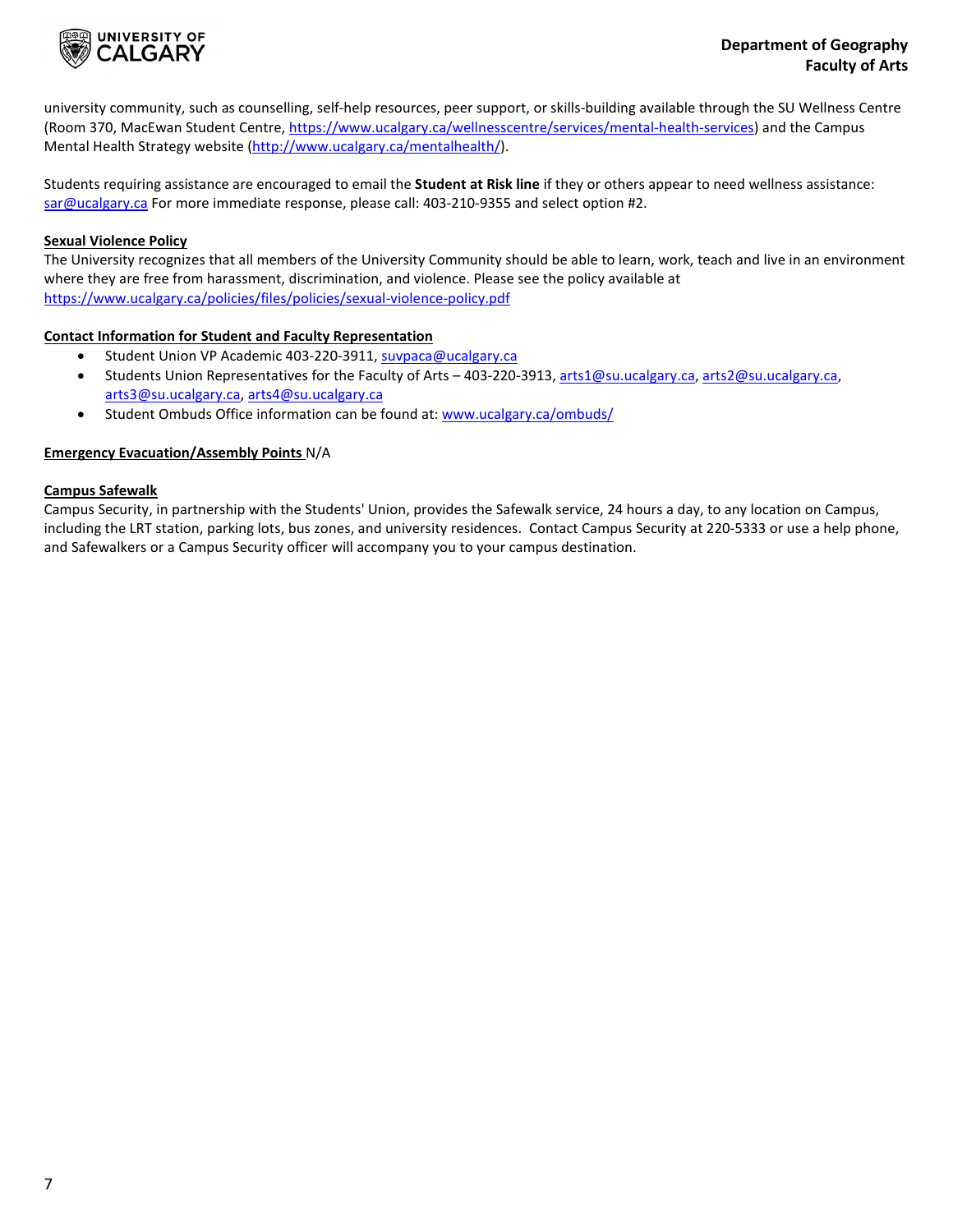university community, such as counselling, self-help resources, peer support, or skills-building available through the SU Wellness Centre (Room 370, MacEwan Student Centre, https://www.ucalgary.ca/wellnesscentre/services/mental-health-services) and the Campus Mental Health Strategy website (http://www.ucalgary.ca/mentalhealth/).

Students requiring assistance are encouraged to email the **Student at Risk line** if they or others appear to need wellness assistance: sar@ucalgary.ca For more immediate response, please call: 403-210-9355 and select option #2.

**Sexual Violence Policy**

The University recognizes that all members of the University Community should be able to learn, work, teach and live in an environment where they are free from harassment, discrimination, and violence. Please see the policy available at https://www.ucalgary.ca/policies/files/policies/sexual-violence-policy.pdf

**Contact Information for Student and Faculty Representation**

- Student Union VP Academic 403-220-3911, suvpaca@ucalgary.ca
- Students Union Representatives for the Faculty of Arts – 403-220-3913, arts1@su.ucalgary.ca, arts2@su.ucalgary.ca, arts3@su.ucalgary.ca, arts4@su.ucalgary.ca
- Student Ombuds Office information can be found at: www.ucalgary.ca/ombuds/

**Emergency Evacuation/Assembly Points** N/A

**Campus Safewalk**

Campus Security, in partnership with the Students' Union, provides the Safewalk service, 24 hours a day, to any location on Campus, including the LRT station, parking lots, bus zones, and university residences. Contact Campus Security at 220-5333 or use a help phone, and Safewalkers or a Campus Security officer will accompany you to your campus destination.